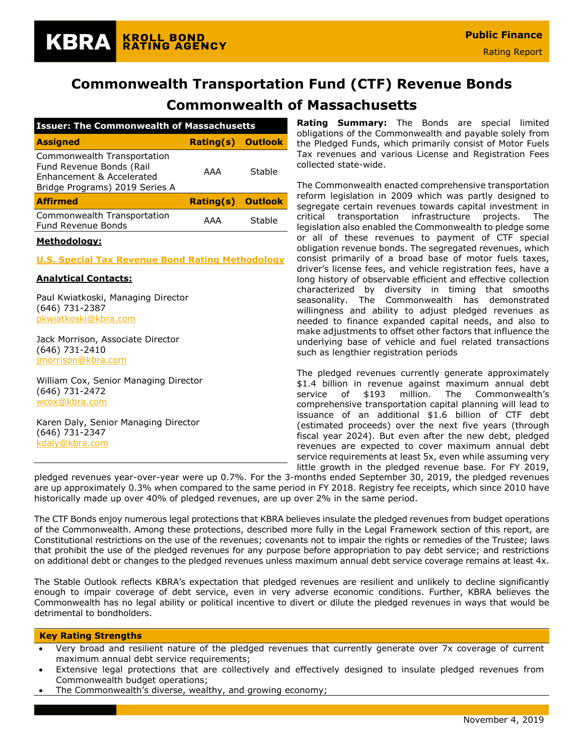KBRA KROLL BOND RATING AGENCY

Public Finance

Rating Report

# Commonwealth Transportation Fund (CTF) Revenue Bonds

# Commonwealth of Massachusetts

| Issuer: The Commonwealth of Massachusetts | | |
|---|---|---|
| **Assigned** | **Rating(s)** | **Outlook** |
| Commonwealth Transportation Fund Revenue Bonds (Rail Enhancement & Accelerated Bridge Programs) 2019 Series A | AAA | Stable |
| **Affirmed** | **Rating(s)** | **Outlook** |
| Commonwealth Transportation Fund Revenue Bonds | AAA | Stable |

**Methodology:**

**U.S. Special Tax Revenue Bond Rating Methodology**

**Analytical Contacts:**

Paul Kwiatkoski, Managing Director
(646) 731-2387
pkwiatkoski@kbra.com

Jack Morrison, Associate Director
(646) 731-2410
jmorrison@kbra.com

William Cox, Senior Managing Director
(646) 731-2472
wcox@kbra.com

Karen Daly, Senior Managing Director
(646) 731-2347
kdaly@kbra.com

**Rating Summary:** The Bonds are special limited obligations of the Commonwealth and payable solely from the Pledged Funds, which primarily consist of Motor Fuels Tax revenues and various License and Registration Fees collected state-wide.

The Commonwealth enacted comprehensive transportation reform legislation in 2009 which was partly designed to segregate certain revenues towards capital investment in critical transportation infrastructure projects. The legislation also enabled the Commonwealth to pledge some or all of these revenues to payment of CTF special obligation revenue bonds. The segregated revenues, which consist primarily of a broad base of motor fuels taxes, driver's license fees, and vehicle registration fees, have a long history of observable efficient and effective collection characterized by diversity in timing that smooths seasonality. The Commonwealth has demonstrated willingness and ability to adjust pledged revenues as needed to finance expanded capital needs, and also to make adjustments to offset other factors that influence the underlying base of vehicle and fuel related transactions such as lengthier registration periods

The pledged revenues currently generate approximately $1.4 billion in revenue against maximum annual debt service of $193 million. The Commonwealth's comprehensive transportation capital planning will lead to issuance of an additional $1.6 billion of CTF debt (estimated proceeds) over the next five years (through fiscal year 2024). But even after the new debt, pledged revenues are expected to cover maximum annual debt service requirements at least 5x, even while assuming very little growth in the pledged revenue base. For FY 2019, pledged revenues year-over-year were up 0.7%. For the 3-months ended September 30, 2019, the pledged revenues are up approximately 0.3% when compared to the same period in FY 2018. Registry fee receipts, which since 2010 have historically made up over 40% of pledged revenues, are up over 2% in the same period.

The CTF Bonds enjoy numerous legal protections that KBRA believes insulate the pledged revenues from budget operations of the Commonwealth. Among these protections, described more fully in the Legal Framework section of this report, are Constitutional restrictions on the use of the revenues; covenants not to impair the rights or remedies of the Trustee; laws that prohibit the use of the pledged revenues for any purpose before appropriation to pay debt service; and restrictions on additional debt or changes to the pledged revenues unless maximum annual debt service coverage remains at least 4x.

The Stable Outlook reflects KBRA's expectation that pledged revenues are resilient and unlikely to decline significantly enough to impair coverage of debt service, even in very adverse economic conditions. Further, KBRA believes the Commonwealth has no legal ability or political incentive to divert or dilute the pledged revenues in ways that would be detrimental to bondholders.

**Key Rating Strengths**

- Very broad and resilient nature of the pledged revenues that currently generate over 7x coverage of current maximum annual debt service requirements;
- Extensive legal protections that are collectively and effectively designed to insulate pledged revenues from Commonwealth budget operations;
- The Commonwealth's diverse, wealthy, and growing economy;

November 4, 2019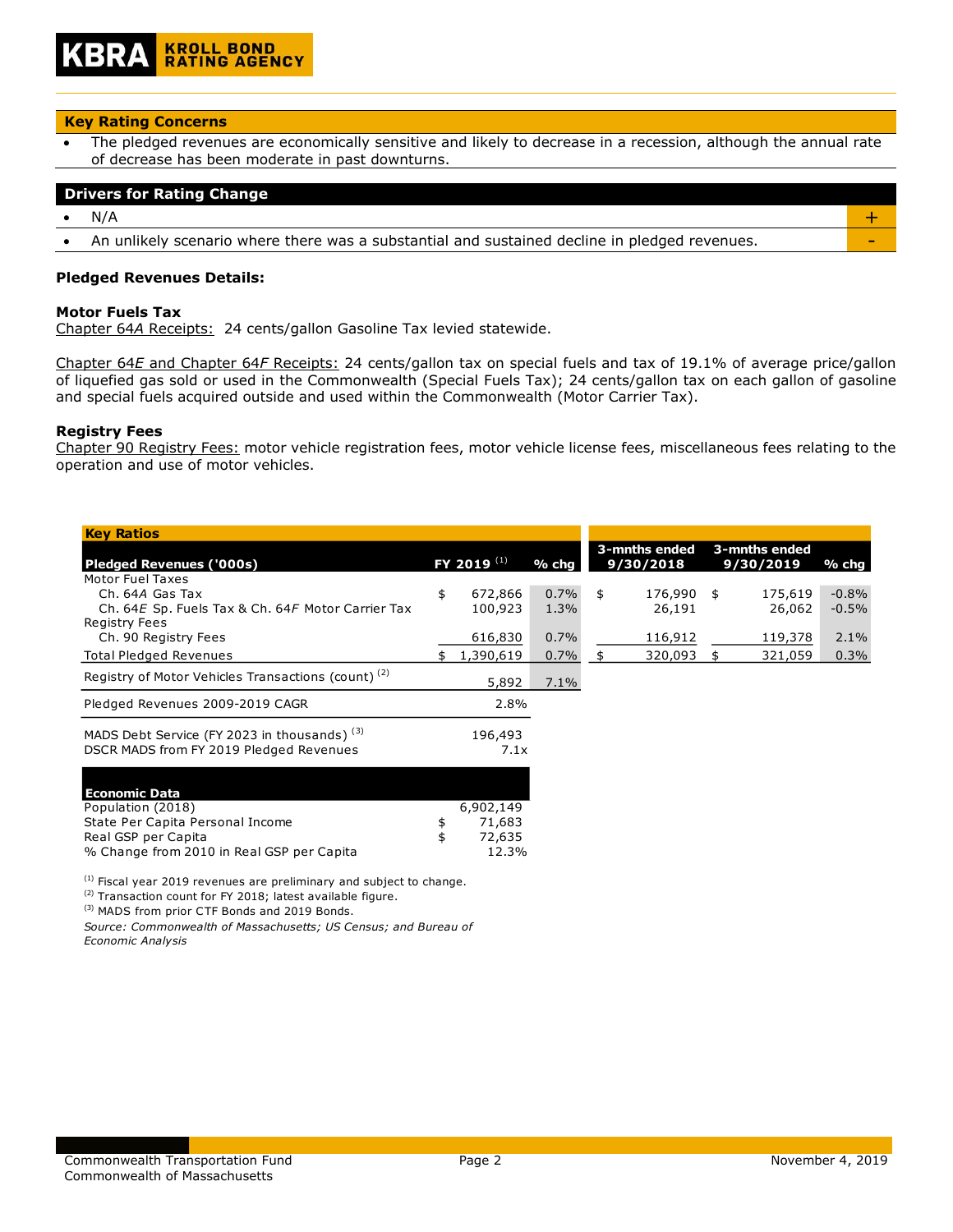## Key Rating Concerns

- The pledged revenues are economically sensitive and likely to decrease in a recession, although the annual rate of decrease has been moderate in past downturns.

## Drivers for Rating Change

| | |
|---|---|
| • N/A | + |
| • An unlikely scenario where there was a substantial and sustained decline in pledged revenues. | - |

**Pledged Revenues Details:**

**Motor Fuels Tax**

Chapter 64*A* Receipts: 24 cents/gallon Gasoline Tax levied statewide.

Chapter 64*E* and Chapter 64*F* Receipts: 24 cents/gallon tax on special fuels and tax of 19.1% of average price/gallon of liquefied gas sold or used in the Commonwealth (Special Fuels Tax); 24 cents/gallon tax on each gallon of gasoline and special fuels acquired outside and used within the Commonwealth (Motor Carrier Tax).

**Registry Fees**

Chapter 90 Registry Fees: motor vehicle registration fees, motor vehicle license fees, miscellaneous fees relating to the operation and use of motor vehicles.

**Key Ratios**

| Pledged Revenues ('000s) | FY 2019 [1] | % chg | 3-mnths ended 9/30/2018 | 3-mnths ended 9/30/2019 | % chg |
|---|---|---|---|---|---|
| Motor Fuel Taxes | | | | | |
| Ch. 64*A* Gas Tax | $ 672,866 | 0.7% | $ 176,990 | $ 175,619 | -0.8% |
| Ch. 64*E* Sp. Fuels Tax & Ch. 64*F* Motor Carrier Tax | 100,923 | 1.3% | 26,191 | 26,062 | -0.5% |
| Registry Fees | | | | | |
| Ch. 90 Registry Fees | 616,830 | 0.7% | 116,912 | 119,378 | 2.1% |
| Total Pledged Revenues | $ 1,390,619 | 0.7% | $ 320,093 | $ 321,059 | 0.3% |
| Registry of Motor Vehicles Transactions (count) [2] | 5,892 | 7.1% | | | |
| Pledged Revenues 2009-2019 CAGR | 2.8% | | | | |
| MADS Debt Service (FY 2023 in thousands) [3] | 196,493 | | | | |
| DSCR MADS from FY 2019 Pledged Revenues | 7.1x | | | | |

| Economic Data | |
|---|---|
| Population (2018) | 6,902,149 |
| State Per Capita Personal Income | $ 71,683 |
| Real GSP per Capita | $ 72,635 |
| % Change from 2010 in Real GSP per Capita | 12.3% |

[1] Fiscal year 2019 revenues are preliminary and subject to change.
[2] Transaction count for FY 2018; latest available figure.
[3] MADS from prior CTF Bonds and 2019 Bonds.

*Source: Commonwealth of Massachusetts; US Census; and Bureau of Economic Analysis*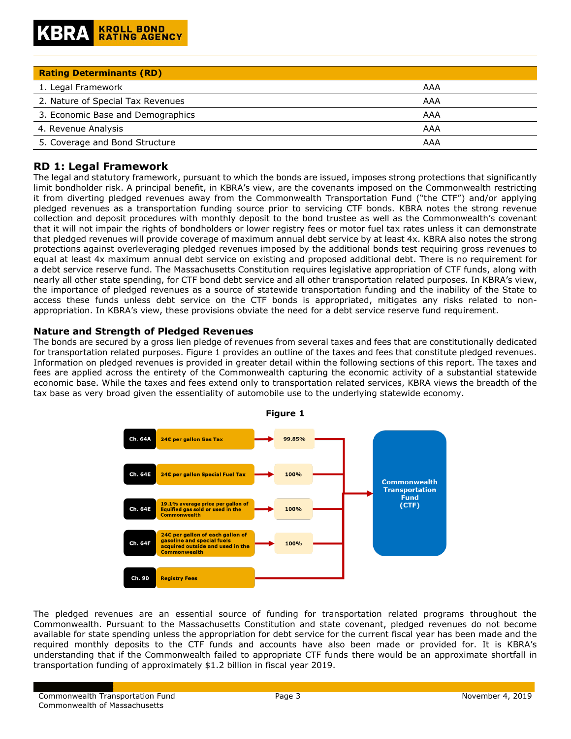| Rating Determinants (RD) | |
|---|---|
| 1. Legal Framework | AAA |
| 2. Nature of Special Tax Revenues | AAA |
| 3. Economic Base and Demographics | AAA |
| 4. Revenue Analysis | AAA |
| 5. Coverage and Bond Structure | AAA |

## RD 1: Legal Framework

The legal and statutory framework, pursuant to which the bonds are issued, imposes strong protections that significantly limit bondholder risk. A principal benefit, in KBRA's view, are the covenants imposed on the Commonwealth restricting it from diverting pledged revenues away from the Commonwealth Transportation Fund ("the CTF") and/or applying pledged revenues as a transportation funding source prior to servicing CTF bonds. KBRA notes the strong revenue collection and deposit procedures with monthly deposit to the bond trustee as well as the Commonwealth's covenant that it will not impair the rights of bondholders or lower registry fees or motor fuel tax rates unless it can demonstrate that pledged revenues will provide coverage of maximum annual debt service by at least 4x. KBRA also notes the strong protections against overleveraging pledged revenues imposed by the additional bonds test requiring gross revenues to equal at least 4x maximum annual debt service on existing and proposed additional debt. There is no requirement for a debt service reserve fund. The Massachusetts Constitution requires legislative appropriation of CTF funds, along with nearly all other state spending, for CTF bond debt service and all other transportation related purposes. In KBRA's view, the importance of pledged revenues as a source of statewide transportation funding and the inability of the State to access these funds unless debt service on the CTF bonds is appropriated, mitigates any risks related to non-appropriation. In KBRA's view, these provisions obviate the need for a debt service reserve fund requirement.

### Nature and Strength of Pledged Revenues

The bonds are secured by a gross lien pledge of revenues from several taxes and fees that are constitutionally dedicated for transportation related purposes. Figure 1 provides an outline of the taxes and fees that constitute pledged revenues. Information on pledged revenues is provided in greater detail within the following sections of this report. The taxes and fees are applied across the entirety of the Commonwealth capturing the economic activity of a substantial statewide economic base. While the taxes and fees extend only to transportation related services, KBRA views the breadth of the tax base as very broad given the essentiality of automobile use to the underlying statewide economy.

**Figure 1**

| Chapter | Tax / Fee | Share to Commonwealth Transportation Fund (CTF) |
|---|---|---|
| Ch. 64A | 24¢ per gallon Gas Tax | 99.85% |
| Ch. 64E | 24¢ per gallon Special Fuel Tax | 100% |
| Ch. 64E | 19.1% average price per gallon of liquified gas sold or used in the Commonwealth | 100% |
| Ch. 64F | 24¢ per gallon of each gallon of gasoline and special fuels acquired outside and used in the Commonwealth | 100% |
| Ch. 90 | Registry Fees | |

The pledged revenues are an essential source of funding for transportation related programs throughout the Commonwealth. Pursuant to the Massachusetts Constitution and state covenant, pledged revenues do not become available for state spending unless the appropriation for debt service for the current fiscal year has been made and the required monthly deposits to the CTF funds and accounts have also been made or provided for. It is KBRA's understanding that if the Commonwealth failed to appropriate CTF funds there would be an approximate shortfall in transportation funding of approximately $1.2 billion in fiscal year 2019.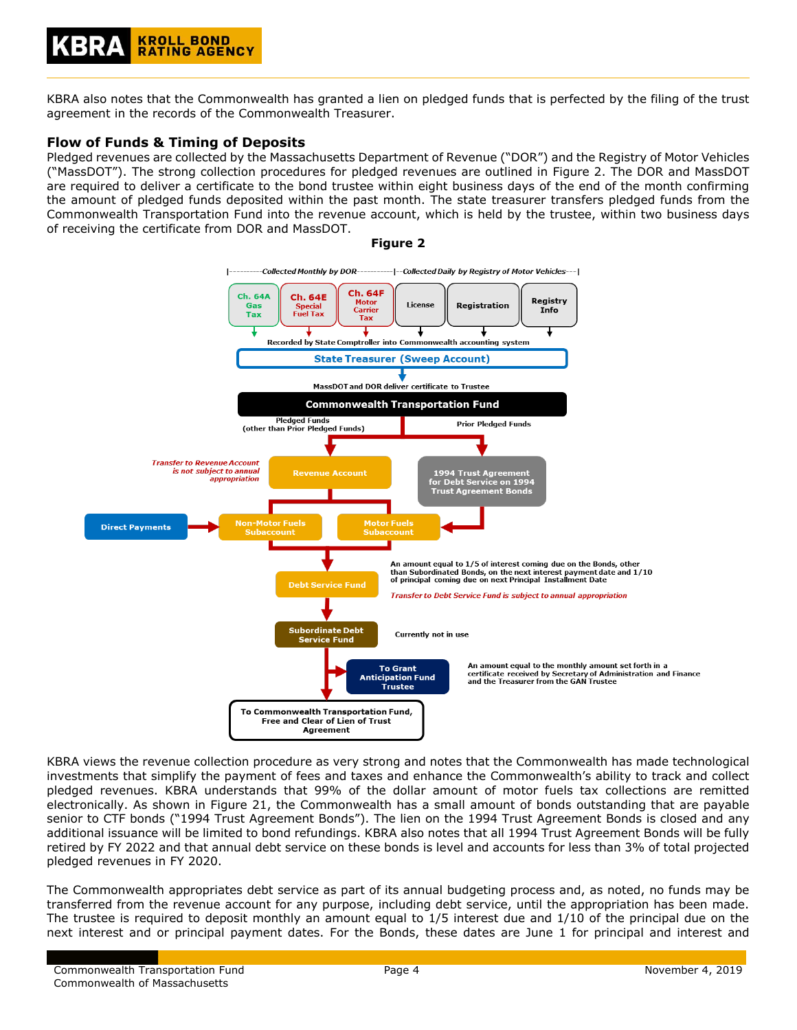KBRA also notes that the Commonwealth has granted a lien on pledged funds that is perfected by the filing of the trust agreement in the records of the Commonwealth Treasurer.

## Flow of Funds & Timing of Deposits

Pledged revenues are collected by the Massachusetts Department of Revenue ("DOR") and the Registry of Motor Vehicles ("MassDOT"). The strong collection procedures for pledged revenues are outlined in Figure 2. The DOR and MassDOT are required to deliver a certificate to the bond trustee within eight business days of the end of the month confirming the amount of pledged funds deposited within the past month. The state treasurer transfers pledged funds from the Commonwealth Transportation Fund into the revenue account, which is held by the trustee, within two business days of receiving the certificate from DOR and MassDOT.

**Figure 2**

|----------Collected Monthly by DOR----------|--Collected Daily by Registry of Motor Vehicles---|

Ch. 64A Gas Tax | Ch. 64E Special Fuel Tax | Ch. 64F Motor Carrier Tax | License | Registration | Registry Info

Recorded by State Comptroller into Commonwealth accounting system

State Treasurer (Sweep Account)

MassDOT and DOR deliver certificate to Trustee

Commonwealth Transportation Fund

Pledged Funds (other than Prior Pledged Funds)

Prior Pledged Funds

*Transfer to Revenue Account is not subject to annual appropriation*

Revenue Account

1994 Trust Agreement for Debt Service on 1994 Trust Agreement Bonds

Direct Payments

Non-Motor Fuels Subaccount

Motor Fuels Subaccount

Debt Service Fund

An amount equal to 1/5 of interest coming due on the Bonds, other than Subordinated Bonds, on the next interest payment date and 1/10 of principal coming due on next Principal Installment Date

*Transfer to Debt Service Fund is subject to annual appropriation*

Subordinate Debt Service Fund

Currently not in use

To Grant Anticipation Fund Trustee

An amount equal to the monthly amount set forth in a certificate received by Secretary of Administration and Finance and the Treasurer from the GAN Trustee

To Commonwealth Transportation Fund, Free and Clear of Lien of Trust Agreement

KBRA views the revenue collection procedure as very strong and notes that the Commonwealth has made technological investments that simplify the payment of fees and taxes and enhance the Commonwealth's ability to track and collect pledged revenues. KBRA understands that 99% of the dollar amount of motor fuels tax collections are remitted electronically. As shown in Figure 21, the Commonwealth has a small amount of bonds outstanding that are payable senior to CTF bonds ("1994 Trust Agreement Bonds"). The lien on the 1994 Trust Agreement Bonds is closed and any additional issuance will be limited to bond refundings. KBRA also notes that all 1994 Trust Agreement Bonds will be fully retired by FY 2022 and that annual debt service on these bonds is level and accounts for less than 3% of total projected pledged revenues in FY 2020.

The Commonwealth appropriates debt service as part of its annual budgeting process and, as noted, no funds may be transferred from the revenue account for any purpose, including debt service, until the appropriation has been made. The trustee is required to deposit monthly an amount equal to 1/5 interest due and 1/10 of the principal due on the next interest and or principal payment dates. For the Bonds, these dates are June 1 for principal and interest and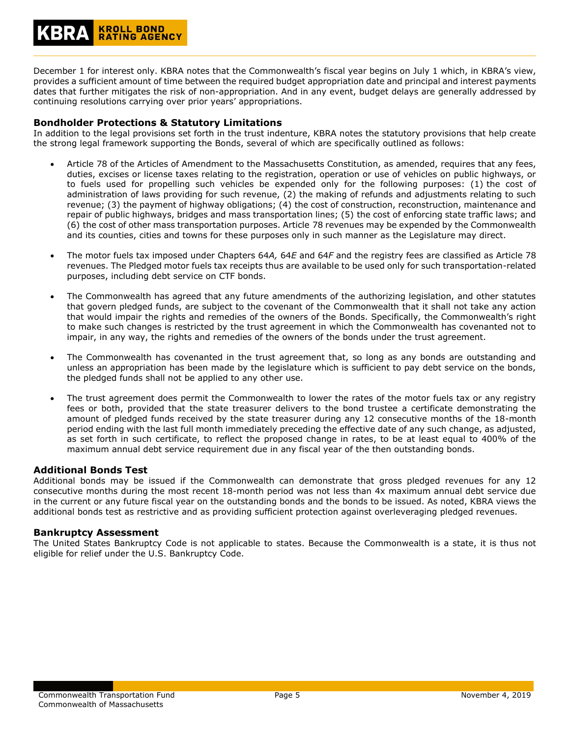December 1 for interest only. KBRA notes that the Commonwealth's fiscal year begins on July 1 which, in KBRA's view, provides a sufficient amount of time between the required budget appropriation date and principal and interest payments dates that further mitigates the risk of non-appropriation. And in any event, budget delays are generally addressed by continuing resolutions carrying over prior years' appropriations.

### Bondholder Protections & Statutory Limitations

In addition to the legal provisions set forth in the trust indenture, KBRA notes the statutory provisions that help create the strong legal framework supporting the Bonds, several of which are specifically outlined as follows:

- Article 78 of the Articles of Amendment to the Massachusetts Constitution, as amended, requires that any fees, duties, excises or license taxes relating to the registration, operation or use of vehicles on public highways, or to fuels used for propelling such vehicles be expended only for the following purposes: (1) the cost of administration of laws providing for such revenue, (2) the making of refunds and adjustments relating to such revenue; (3) the payment of highway obligations; (4) the cost of construction, reconstruction, maintenance and repair of public highways, bridges and mass transportation lines; (5) the cost of enforcing state traffic laws; and (6) the cost of other mass transportation purposes. Article 78 revenues may be expended by the Commonwealth and its counties, cities and towns for these purposes only in such manner as the Legislature may direct.

- The motor fuels tax imposed under Chapters 64*A,* 64*E* and 64*F* and the registry fees are classified as Article 78 revenues. The Pledged motor fuels tax receipts thus are available to be used only for such transportation-related purposes, including debt service on CTF bonds.

- The Commonwealth has agreed that any future amendments of the authorizing legislation, and other statutes that govern pledged funds, are subject to the covenant of the Commonwealth that it shall not take any action that would impair the rights and remedies of the owners of the Bonds. Specifically, the Commonwealth's right to make such changes is restricted by the trust agreement in which the Commonwealth has covenanted not to impair, in any way, the rights and remedies of the owners of the bonds under the trust agreement.

- The Commonwealth has covenanted in the trust agreement that, so long as any bonds are outstanding and unless an appropriation has been made by the legislature which is sufficient to pay debt service on the bonds, the pledged funds shall not be applied to any other use.

- The trust agreement does permit the Commonwealth to lower the rates of the motor fuels tax or any registry fees or both, provided that the state treasurer delivers to the bond trustee a certificate demonstrating the amount of pledged funds received by the state treasurer during any 12 consecutive months of the 18-month period ending with the last full month immediately preceding the effective date of any such change, as adjusted, as set forth in such certificate, to reflect the proposed change in rates, to be at least equal to 400% of the maximum annual debt service requirement due in any fiscal year of the then outstanding bonds.

### Additional Bonds Test

Additional bonds may be issued if the Commonwealth can demonstrate that gross pledged revenues for any 12 consecutive months during the most recent 18-month period was not less than 4x maximum annual debt service due in the current or any future fiscal year on the outstanding bonds and the bonds to be issued. As noted, KBRA views the additional bonds test as restrictive and as providing sufficient protection against overleveraging pledged revenues.

### Bankruptcy Assessment

The United States Bankruptcy Code is not applicable to states. Because the Commonwealth is a state, it is thus not eligible for relief under the U.S. Bankruptcy Code.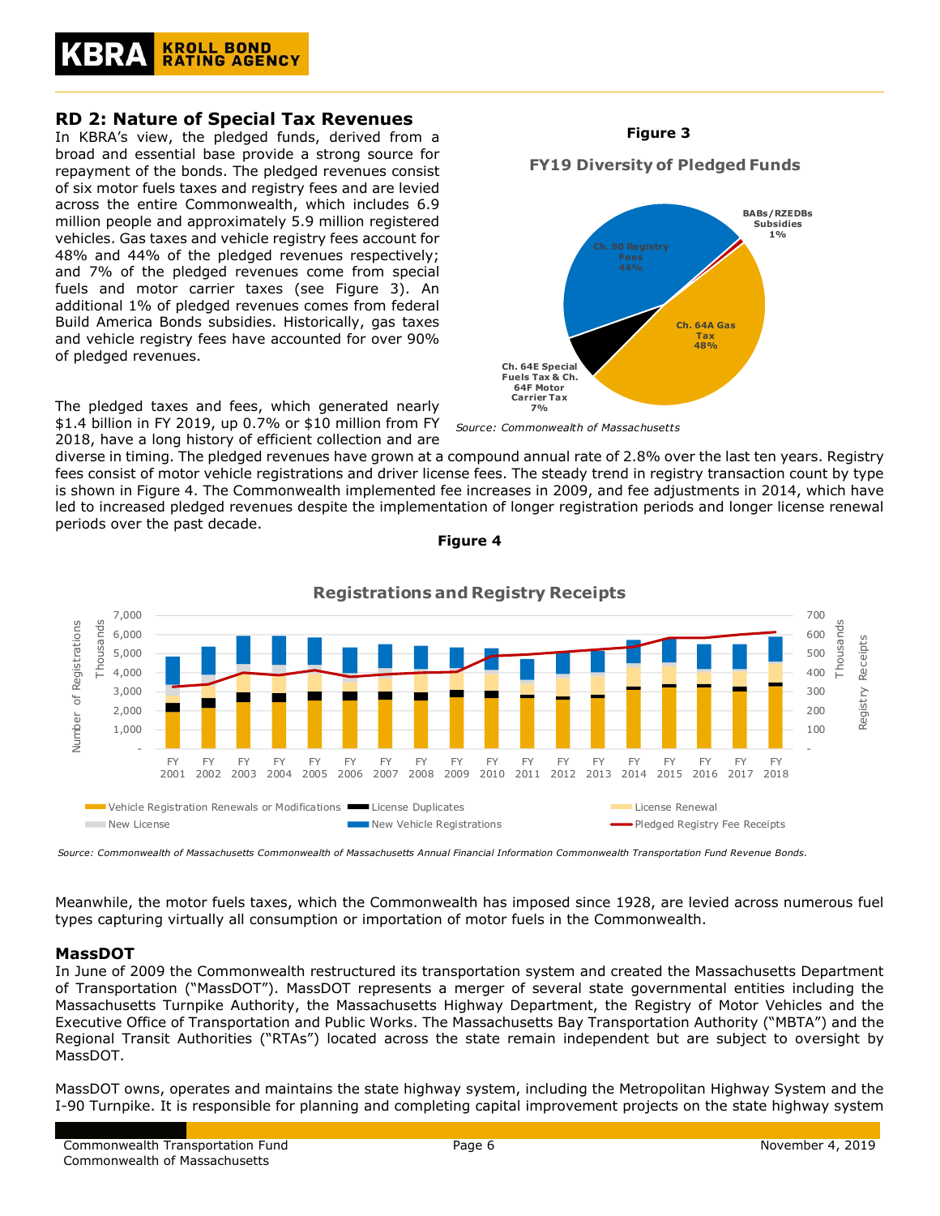## RD 2: Nature of Special Tax Revenues

In KBRA's view, the pledged funds, derived from a broad and essential base provide a strong source for repayment of the bonds. The pledged revenues consist of six motor fuels taxes and registry fees and are levied across the entire Commonwealth, which includes 6.9 million people and approximately 5.9 million registered vehicles. Gas taxes and vehicle registry fees account for 48% and 44% of the pledged revenues respectively; and 7% of the pledged revenues come from special fuels and motor carrier taxes (see Figure 3). An additional 1% of pledged revenues comes from federal Build America Bonds subsidies. Historically, gas taxes and vehicle registry fees have accounted for over 90% of pledged revenues.

**Figure 3**

**FY19 Diversity of Pledged Funds**

*Source: Commonwealth of Massachusetts*

The pledged taxes and fees, which generated nearly $1.4 billion in FY 2019, up 0.7% or $10 million from FY 2018, have a long history of efficient collection and are diverse in timing. The pledged revenues have grown at a compound annual rate of 2.8% over the last ten years. Registry fees consist of motor vehicle registrations and driver license fees. The steady trend in registry transaction count by type is shown in Figure 4. The Commonwealth implemented fee increases in 2009, and fee adjustments in 2014, which have led to increased pledged revenues despite the implementation of longer registration periods and longer license renewal periods over the past decade.

**Figure 4**

**Registrations and Registry Receipts**

*Source: Commonwealth of Massachusetts Commonwealth of Massachusetts Annual Financial Information Commonwealth Transportation Fund Revenue Bonds.*

Meanwhile, the motor fuels taxes, which the Commonwealth has imposed since 1928, are levied across numerous fuel types capturing virtually all consumption or importation of motor fuels in the Commonwealth.

### MassDOT

In June of 2009 the Commonwealth restructured its transportation system and created the Massachusetts Department of Transportation ("MassDOT"). MassDOT represents a merger of several state governmental entities including the Massachusetts Turnpike Authority, the Massachusetts Highway Department, the Registry of Motor Vehicles and the Executive Office of Transportation and Public Works. The Massachusetts Bay Transportation Authority ("MBTA") and the Regional Transit Authorities ("RTAs") located across the state remain independent but are subject to oversight by MassDOT.

MassDOT owns, operates and maintains the state highway system, including the Metropolitan Highway System and the I-90 Turnpike. It is responsible for planning and completing capital improvement projects on the state highway system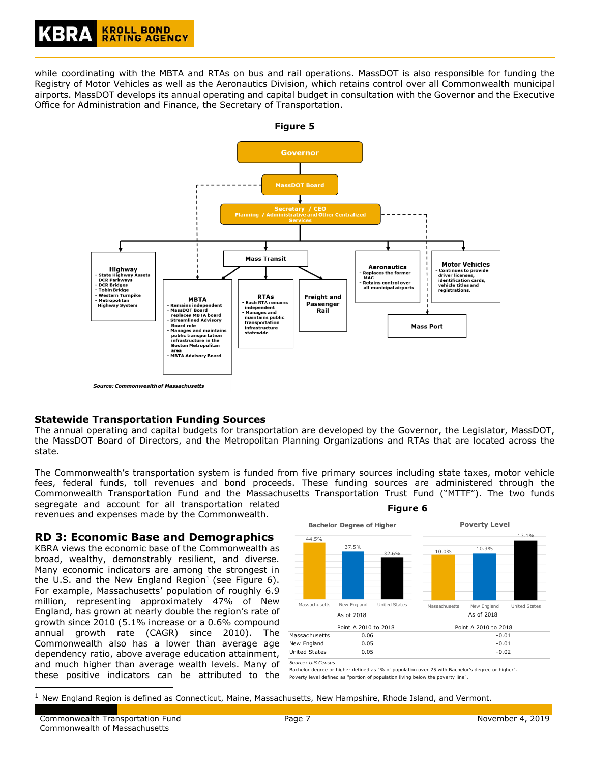while coordinating with the MBTA and RTAs on bus and rail operations. MassDOT is also responsible for funding the Registry of Motor Vehicles as well as the Aeronautics Division, which retains control over all Commonwealth municipal airports. MassDOT develops its annual operating and capital budget in consultation with the Governor and the Executive Office for Administration and Finance, the Secretary of Transportation.

**Figure 5**

- Governor
  - MassDOT Board
    - Secretary / CEO — Planning / Administrative and Other Centralized Services
      - **Highway**
        - State Highway Assets
        - DCR Parkways
        - DCR Bridges
        - Tobin Bridge
        - Western Turnpike
        - Metropolitan Highway System
      - **Mass Transit**
        - **MBTA**
          - Remains independent
          - MassDOT Board replaces MBTA board
          - Streamlined Advisory Board role
          - Manages and maintains public transportation infrastructure in the Boston Metropolitan area
          - MBTA Advisory Board
        - **RTAs**
          - Each RTA remains independent
          - Manages and maintains public transportation infrastructure statewide
        - **Freight and Passenger Rail**
      - **Aeronautics**
        - Replaces the former MAC
        - Retains control over all municipal airports
      - **Motor Vehicles**
        - Continues to provide driver licenses, identification cards, vehicle titles and registrations.
      - **Mass Port**

*Source: Commonwealth of Massachusetts*

## Statewide Transportation Funding Sources

The annual operating and capital budgets for transportation are developed by the Governor, the Legislator, MassDOT, the MassDOT Board of Directors, and the Metropolitan Planning Organizations and RTAs that are located across the state.

The Commonwealth's transportation system is funded from five primary sources including state taxes, motor vehicle fees, federal funds, toll revenues and bond proceeds. These funding sources are administered through the Commonwealth Transportation Fund and the Massachusetts Transportation Trust Fund ("MTTF"). The two funds segregate and account for all transportation related revenues and expenses made by the Commonwealth.

## RD 3: Economic Base and Demographics

KBRA views the economic base of the Commonwealth as broad, wealthy, demonstrably resilient, and diverse. Many economic indicators are among the strongest in the U.S. and the New England Region[1] (see Figure 6). For example, Massachusetts' population of roughly 6.9 million, representing approximately 47% of New England, has grown at nearly double the region's rate of growth since 2010 (5.1% increase or a 0.6% compound annual growth rate (CAGR) since 2010). The Commonwealth also has a lower than average age dependency ratio, above average education attainment, and much higher than average wealth levels. Many of these positive indicators can be attributed to the

**Figure 6**

| | Bachelor Degree of Higher (As of 2018) | Poverty Level (As of 2018) |
|---|---|---|
| Massachusetts | 44.5% | 10.0% |
| New England | 37.5% | 10.3% |
| United States | 32.6% | 13.1% |

| | Point Δ 2010 to 2018 | Point Δ 2010 to 2018 |
|---|---|---|
| Massachusetts | 0.06 | -0.01 |
| New England | 0.05 | -0.01 |
| United States | 0.05 | -0.02 |

*Source: U.S Census*
Bachelor degree or higher defined as "% of population over 25 with Bachelor's degree or higher".
Poverty level defined as "portion of population living below the poverty line".

[1] New England Region is defined as Connecticut, Maine, Massachusetts, New Hampshire, Rhode Island, and Vermont.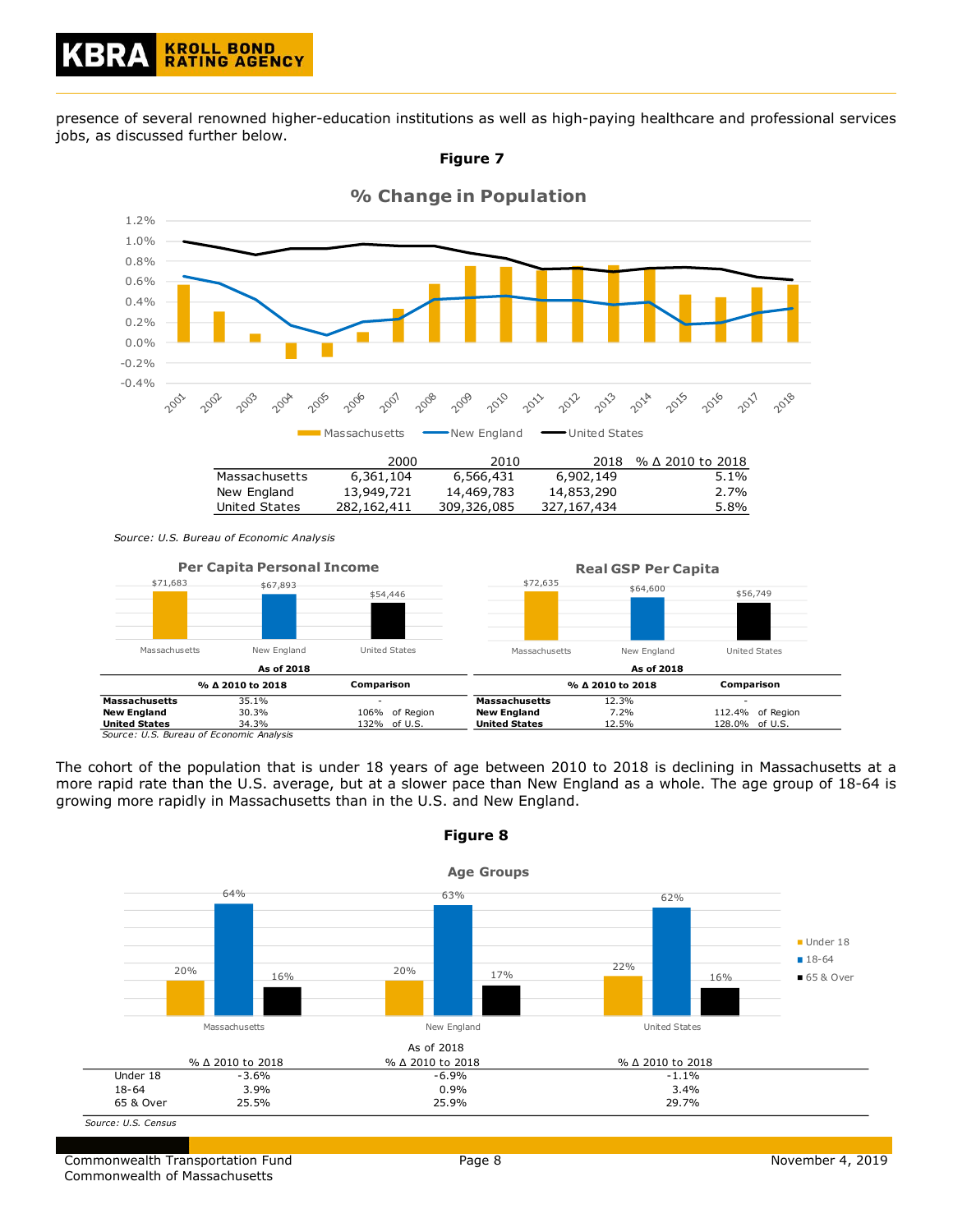presence of several renowned higher-education institutions as well as high-paying healthcare and professional services jobs, as discussed further below.

**Figure 7**

**% Change in Population**

| | 2000 | 2010 | 2018 | % Δ 2010 to 2018 |
|---|---|---|---|---|
| Massachusetts | 6,361,104 | 6,566,431 | 6,902,149 | 5.1% |
| New England | 13,949,721 | 14,469,783 | 14,853,290 | 2.7% |
| United States | 282,162,411 | 309,326,085 | 327,167,434 | 5.8% |

*Source: U.S. Bureau of Economic Analysis*

**Per Capita Personal Income**

Massachusetts $71,683; New England $67,893; United States $54,446

As of 2018

| | % Δ 2010 to 2018 | Comparison |
|---|---|---|
| **Massachusetts** | 35.1% | - |
| **New England** | 30.3% | 106% of Region |
| **United States** | 34.3% | 132% of U.S. |

**Real GSP Per Capita**

Massachusetts $72,635; New England $64,600; United States $56,749

As of 2018

| | % Δ 2010 to 2018 | Comparison |
|---|---|---|
| **Massachusetts** | 12.3% | - |
| **New England** | 7.2% | 112.4% of Region |
| **United States** | 12.5% | 128.0% of U.S. |

*Source: U.S. Bureau of Economic Analysis*

The cohort of the population that is under 18 years of age between 2010 to 2018 is declining in Massachusetts at a more rapid rate than the U.S. average, but at a slower pace than New England as a whole. The age group of 18-64 is growing more rapidly in Massachusetts than in the U.S. and New England.

**Figure 8**

**Age Groups**

| | Massachusetts | New England | United States |
|---|---|---|---|
| Under 18 | 20% | 20% | 22% |
| 18-64 | 64% | 63% | 62% |
| 65 & Over | 16% | 17% | 16% |

As of 2018

| | % Δ 2010 to 2018 | % Δ 2010 to 2018 | % Δ 2010 to 2018 |
|---|---|---|---|
| Under 18 | -3.6% | -6.9% | -1.1% |
| 18-64 | 3.9% | 0.9% | 3.4% |
| 65 & Over | 25.5% | 25.9% | 29.7% |

*Source: U.S. Census*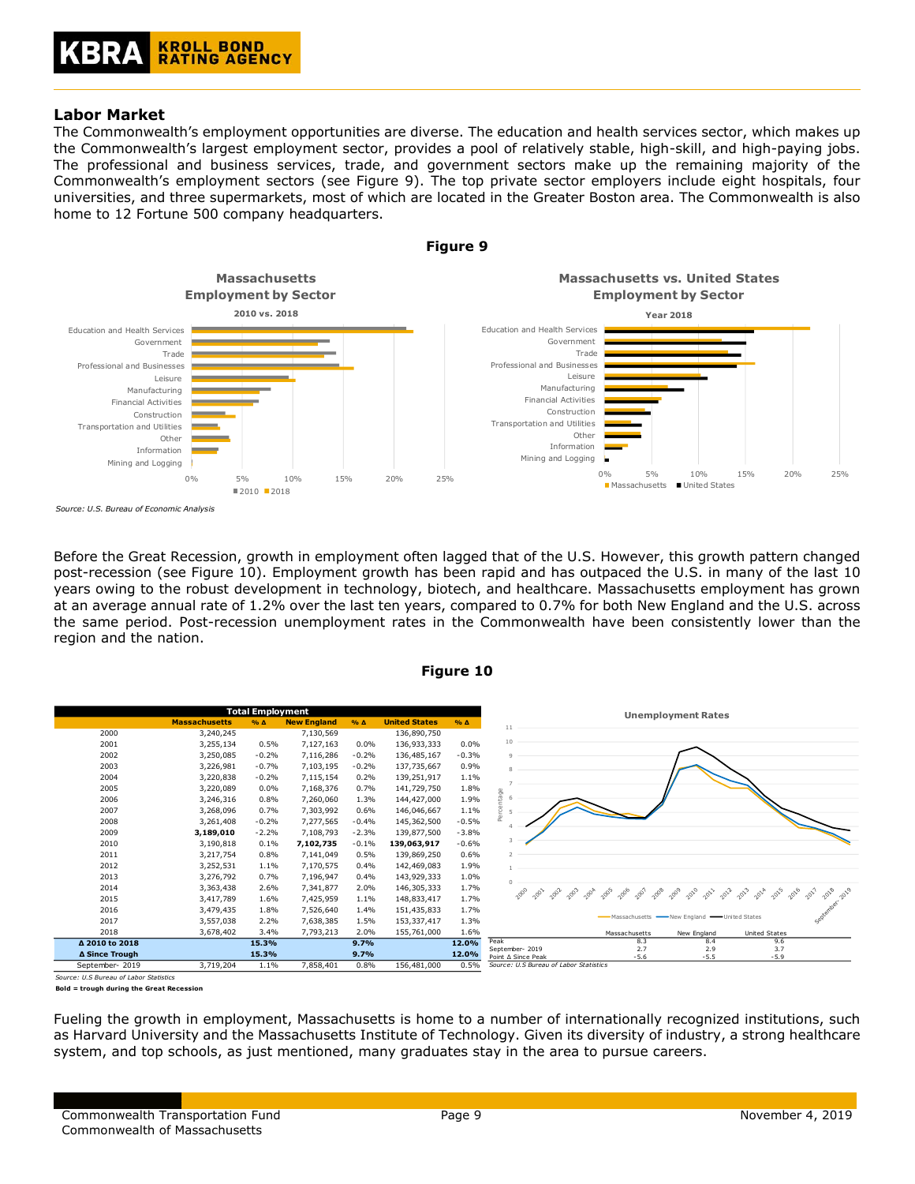## Labor Market

The Commonwealth's employment opportunities are diverse. The education and health services sector, which makes up the Commonwealth's largest employment sector, provides a pool of relatively stable, high-skill, and high-paying jobs. The professional and business services, trade, and government sectors make up the remaining majority of the Commonwealth's employment sectors (see Figure 9). The top private sector employers include eight hospitals, four universities, and three supermarkets, most of which are located in the Greater Boston area. The Commonwealth is also home to 12 Fortune 500 company headquarters.

**Figure 9**

*Source: U.S. Bureau of Economic Analysis*

Before the Great Recession, growth in employment often lagged that of the U.S. However, this growth pattern changed post-recession (see Figure 10). Employment growth has been rapid and has outpaced the U.S. in many of the last 10 years owing to the robust development in technology, biotech, and healthcare. Massachusetts employment has grown at an average annual rate of 1.2% over the last ten years, compared to 0.7% for both New England and the U.S. across the same period. Post-recession unemployment rates in the Commonwealth have been consistently lower than the region and the nation.

**Figure 10**

| Total Employment | | | | | | |
|---|---|---|---|---|---|---|
| | Massachusetts | % Δ | New England | % Δ | United States | % Δ |
| 2000 | 3,240,245 | | 7,130,569 | | 136,890,750 | |
| 2001 | 3,255,134 | 0.5% | 7,127,163 | 0.0% | 136,933,333 | 0.0% |
| 2002 | 3,250,085 | -0.2% | 7,116,286 | -0.2% | 136,485,167 | -0.3% |
| 2003 | 3,226,981 | -0.7% | 7,103,195 | -0.2% | 137,735,667 | 0.9% |
| 2004 | 3,220,838 | -0.2% | 7,115,154 | 0.2% | 139,251,917 | 1.1% |
| 2005 | 3,220,089 | 0.0% | 7,168,376 | 0.7% | 141,729,750 | 1.8% |
| 2006 | 3,246,316 | 0.8% | 7,260,060 | 1.3% | 144,427,000 | 1.9% |
| 2007 | 3,268,096 | 0.7% | 7,303,992 | 0.6% | 146,046,667 | 1.1% |
| 2008 | 3,261,408 | -0.2% | 7,277,565 | -0.4% | 145,362,500 | -0.5% |
| 2009 | **3,189,010** | -2.2% | 7,108,793 | -2.3% | 139,877,500 | -3.8% |
| 2010 | 3,190,818 | 0.1% | **7,102,735** | -0.1% | **139,063,917** | -0.6% |
| 2011 | 3,217,754 | 0.8% | 7,141,049 | 0.5% | 139,869,250 | 0.6% |
| 2012 | 3,252,531 | 1.1% | 7,170,575 | 0.4% | 142,469,083 | 1.9% |
| 2013 | 3,276,792 | 0.7% | 7,196,947 | 0.4% | 143,929,333 | 1.0% |
| 2014 | 3,363,438 | 2.6% | 7,341,877 | 2.0% | 146,305,333 | 1.7% |
| 2015 | 3,417,789 | 1.6% | 7,425,959 | 1.1% | 148,833,417 | 1.7% |
| 2016 | 3,479,435 | 1.8% | 7,526,640 | 1.4% | 151,435,833 | 1.7% |
| 2017 | 3,557,038 | 2.2% | 7,638,385 | 1.5% | 153,337,417 | 1.3% |
| 2018 | 3,678,402 | 3.4% | 7,793,213 | 2.0% | 155,761,000 | 1.6% |
| **Δ 2010 to 2018** | | **15.3%** | | **9.7%** | | **12.0%** |
| **Δ Since Trough** | | **15.3%** | | **9.7%** | | **12.0%** |
| September- 2019 | 3,719,204 | 1.1% | 7,858,401 | 0.8% | 156,481,000 | 0.5% |

*Source: U.S Bureau of Labor Statistics*

**Bold = trough during the Great Recession**

| | Massachusetts | New England | United States |
|---|---|---|---|
| Peak | 8.3 | 8.4 | 9.6 |
| September- 2019 | 2.7 | 2.9 | 3.7 |
| Point Δ Since Peak | -5.6 | -5.5 | -5.9 |

*Source: U.S Bureau of Labor Statistics*

Fueling the growth in employment, Massachusetts is home to a number of internationally recognized institutions, such as Harvard University and the Massachusetts Institute of Technology. Given its diversity of industry, a strong healthcare system, and top schools, as just mentioned, many graduates stay in the area to pursue careers.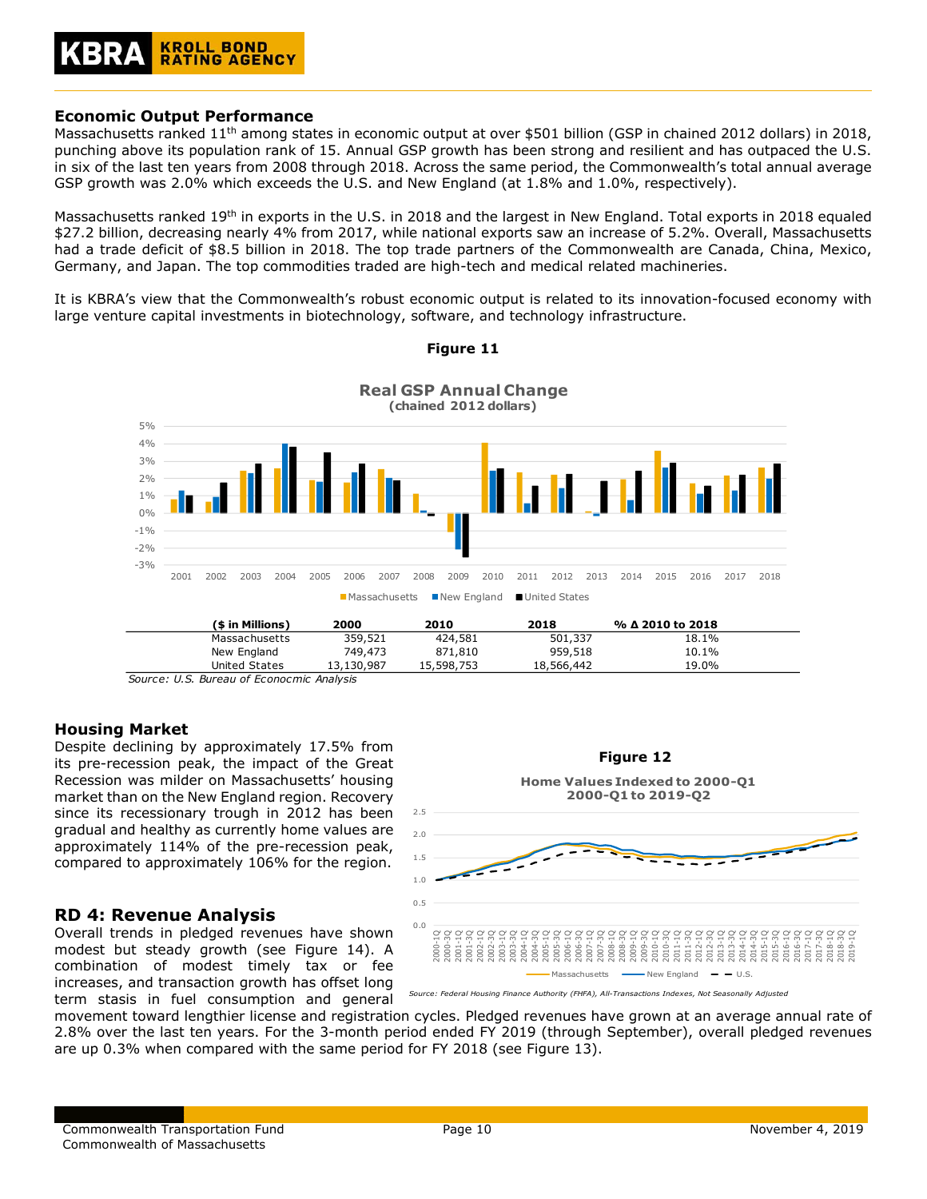## Economic Output Performance

Massachusetts ranked 11th among states in economic output at over $501 billion (GSP in chained 2012 dollars) in 2018, punching above its population rank of 15. Annual GSP growth has been strong and resilient and has outpaced the U.S. in six of the last ten years from 2008 through 2018. Across the same period, the Commonwealth's total annual average GSP growth was 2.0% which exceeds the U.S. and New England (at 1.8% and 1.0%, respectively).

Massachusetts ranked 19th in exports in the U.S. in 2018 and the largest in New England. Total exports in 2018 equaled $27.2 billion, decreasing nearly 4% from 2017, while national exports saw an increase of 5.2%. Overall, Massachusetts had a trade deficit of $8.5 billion in 2018. The top trade partners of the Commonwealth are Canada, China, Mexico, Germany, and Japan. The top commodities traded are high-tech and medical related machineries.

It is KBRA's view that the Commonwealth's robust economic output is related to its innovation-focused economy with large venture capital investments in biotechnology, software, and technology infrastructure.

**Figure 11**

**Real GSP Annual Change**
**(chained 2012 dollars)**

| ($ in Millions) | 2000 | 2010 | 2018 | % Δ 2010 to 2018 |
|---|---|---|---|---|
| Massachusetts | 359,521 | 424,581 | 501,337 | 18.1% |
| New England | 749,473 | 871,810 | 959,518 | 10.1% |
| United States | 13,130,987 | 15,598,753 | 18,566,442 | 19.0% |

*Source: U.S. Bureau of Econocmic Analysis*

## Housing Market

Despite declining by approximately 17.5% from its pre-recession peak, the impact of the Great Recession was milder on Massachusetts' housing market than on the New England region. Recovery since its recessionary trough in 2012 has been gradual and healthy as currently home values are approximately 114% of the pre-recession peak, compared to approximately 106% for the region.

**Figure 12**

**Home Values Indexed to 2000-Q1**
**2000-Q1 to 2019-Q2**

*Source: Federal Housing Finance Authority (FHFA), All-Transactions Indexes, Not Seasonally Adjusted*

## RD 4: Revenue Analysis

Overall trends in pledged revenues have shown modest but steady growth (see Figure 14). A combination of modest timely tax or fee increases, and transaction growth has offset long term stasis in fuel consumption and general movement toward lengthier license and registration cycles. Pledged revenues have grown at an average annual rate of 2.8% over the last ten years. For the 3-month period ended FY 2019 (through September), overall pledged revenues are up 0.3% when compared with the same period for FY 2018 (see Figure 13).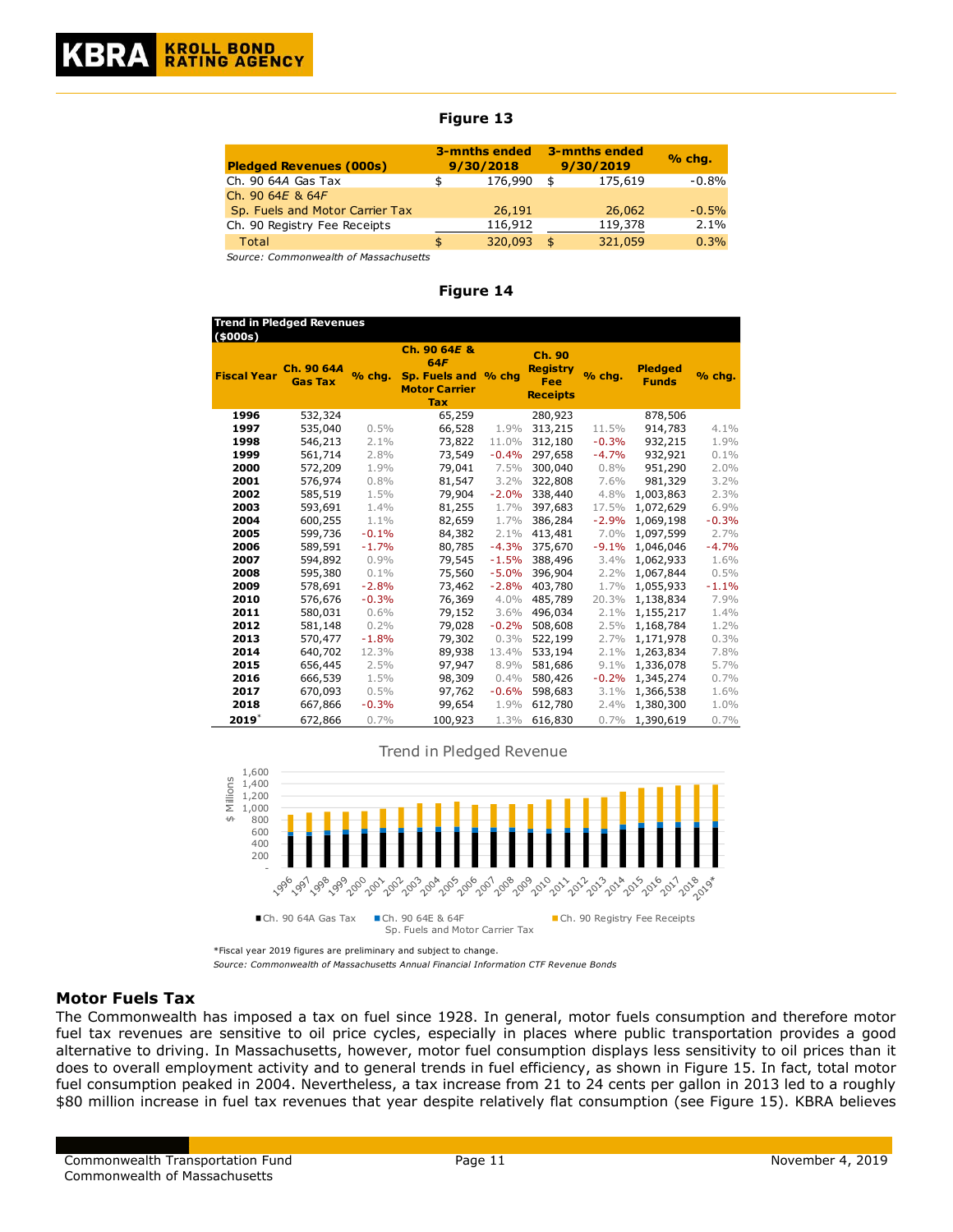**Figure 13**

| Pledged Revenues (000s) | 3-mnths ended 9/30/2018 | 3-mnths ended 9/30/2019 | % chg. |
|---|---|---|---|
| Ch. 90 64*A* Gas Tax | $ 176,990 | $ 175,619 | -0.8% |
| Ch. 90 64*E* & 64*F* Sp. Fuels and Motor Carrier Tax | 26,191 | 26,062 | -0.5% |
| Ch. 90 Registry Fee Receipts | 116,912 | 119,378 | 2.1% |
| Total | $ 320,093 | $ 321,059 | 0.3% |

*Source: Commonwealth of Massachusetts*

**Figure 14**

**Trend in Pledged Revenues ($000s)**

| Fiscal Year | Ch. 90 64*A* Gas Tax | % chg. | Ch. 90 64*E* & 64*F* Sp. Fuels and Motor Carrier Tax | % chg | Ch. 90 Registry Fee Receipts | % chg. | Pledged Funds | % chg. |
|---|---|---|---|---|---|---|---|---|
| 1996 | 532,324 | | 65,259 | | 280,923 | | 878,506 | |
| 1997 | 535,040 | 0.5% | 66,528 | 1.9% | 313,215 | 11.5% | 914,783 | 4.1% |
| 1998 | 546,213 | 2.1% | 73,822 | 11.0% | 312,180 | -0.3% | 932,215 | 1.9% |
| 1999 | 561,714 | 2.8% | 73,549 | -0.4% | 297,658 | -4.7% | 932,921 | 0.1% |
| 2000 | 572,209 | 1.9% | 79,041 | 7.5% | 300,040 | 0.8% | 951,290 | 2.0% |
| 2001 | 576,974 | 0.8% | 81,547 | 3.2% | 322,808 | 7.6% | 981,329 | 3.2% |
| 2002 | 585,519 | 1.5% | 79,904 | -2.0% | 338,440 | 4.8% | 1,003,863 | 2.3% |
| 2003 | 593,691 | 1.4% | 81,255 | 1.7% | 397,683 | 17.5% | 1,072,629 | 6.9% |
| 2004 | 600,255 | 1.1% | 82,659 | 1.7% | 386,284 | -2.9% | 1,069,198 | -0.3% |
| 2005 | 599,736 | -0.1% | 84,382 | 2.1% | 413,481 | 7.0% | 1,097,599 | 2.7% |
| 2006 | 589,591 | -1.7% | 80,785 | -4.3% | 375,670 | -9.1% | 1,046,046 | -4.7% |
| 2007 | 594,892 | 0.9% | 79,545 | -1.5% | 388,496 | 3.4% | 1,062,933 | 1.6% |
| 2008 | 595,380 | 0.1% | 75,560 | -5.0% | 396,904 | 2.2% | 1,067,844 | 0.5% |
| 2009 | 578,691 | -2.8% | 73,462 | -2.8% | 403,780 | 1.7% | 1,055,933 | -1.1% |
| 2010 | 576,676 | -0.3% | 76,369 | 4.0% | 485,789 | 20.3% | 1,138,834 | 7.9% |
| 2011 | 580,031 | 0.6% | 79,152 | 3.6% | 496,034 | 2.1% | 1,155,217 | 1.4% |
| 2012 | 581,148 | 0.2% | 79,028 | -0.2% | 508,608 | 2.5% | 1,168,784 | 1.2% |
| 2013 | 570,477 | -1.8% | 79,302 | 0.3% | 522,199 | 2.7% | 1,171,978 | 0.3% |
| 2014 | 640,702 | 12.3% | 89,938 | 13.4% | 533,194 | 2.1% | 1,263,834 | 7.8% |
| 2015 | 656,445 | 2.5% | 97,947 | 8.9% | 581,686 | 9.1% | 1,336,078 | 5.7% |
| 2016 | 666,539 | 1.5% | 98,309 | 0.4% | 580,426 | -0.2% | 1,345,274 | 0.7% |
| 2017 | 670,093 | 0.5% | 97,762 | -0.6% | 598,683 | 3.1% | 1,366,538 | 1.6% |
| 2018 | 667,866 | -0.3% | 99,654 | 1.9% | 612,780 | 2.4% | 1,380,300 | 1.0% |
| 2019* | 672,866 | 0.7% | 100,923 | 1.3% | 616,830 | 0.7% | 1,390,619 | 0.7% |

Trend in Pledged Revenue

\*Fiscal year 2019 figures are preliminary and subject to change.

*Source: Commonwealth of Massachusetts Annual Financial Information CTF Revenue Bonds*

## Motor Fuels Tax

The Commonwealth has imposed a tax on fuel since 1928. In general, motor fuels consumption and therefore motor fuel tax revenues are sensitive to oil price cycles, especially in places where public transportation provides a good alternative to driving. In Massachusetts, however, motor fuel consumption displays less sensitivity to oil prices than it does to overall employment activity and to general trends in fuel efficiency, as shown in Figure 15. In fact, total motor fuel consumption peaked in 2004. Nevertheless, a tax increase from 21 to 24 cents per gallon in 2013 led to a roughly $80 million increase in fuel tax revenues that year despite relatively flat consumption (see Figure 15). KBRA believes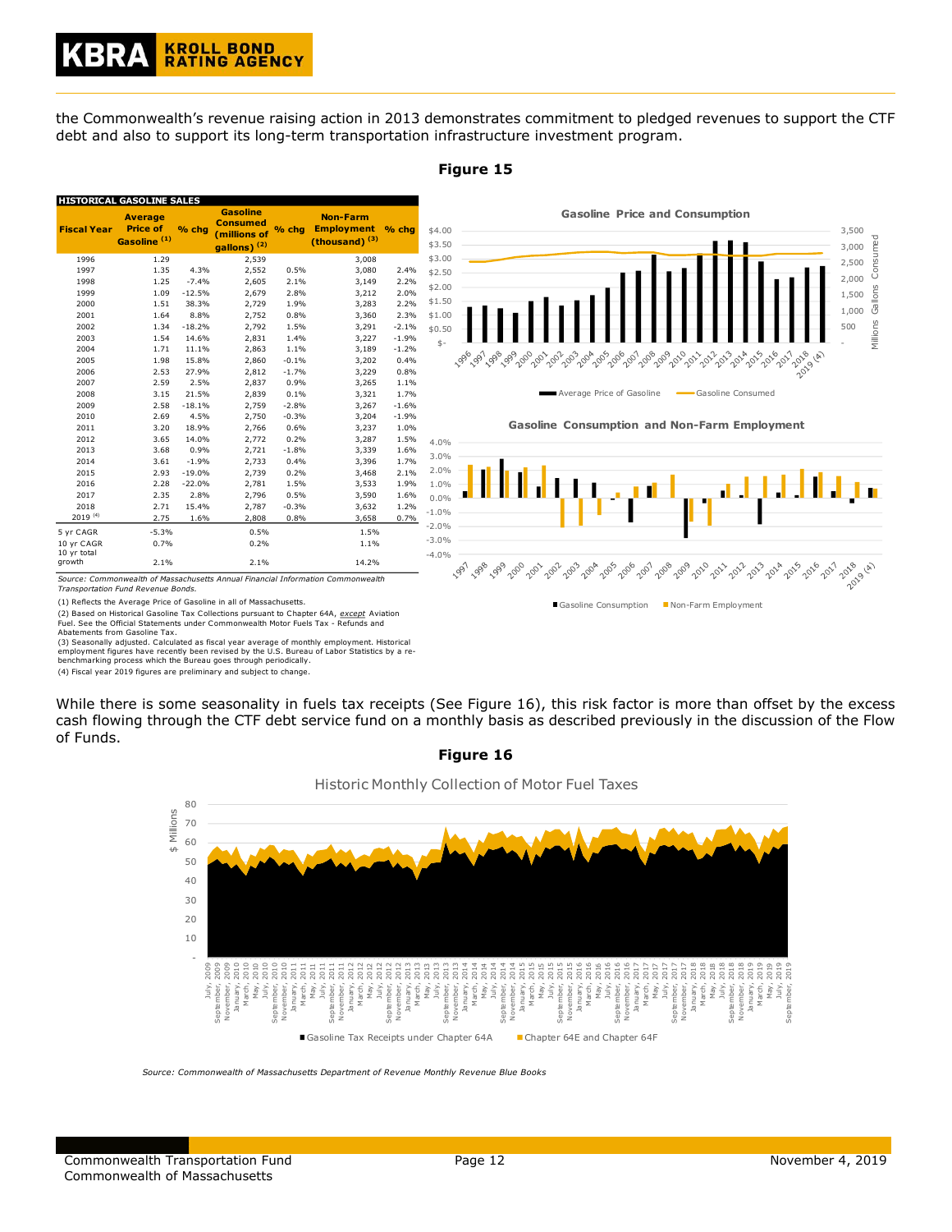the Commonwealth's revenue raising action in 2013 demonstrates commitment to pledged revenues to support the CTF debt and also to support its long-term transportation infrastructure investment program.

**Figure 15**

**HISTORICAL GASOLINE SALES**

| Fiscal Year | Average Price of Gasoline [1] | % chg | Gasoline Consumed (millions of gallons) [2] | % chg | Non-Farm Employment (thousand) [3] | % chg |
|---|---|---|---|---|---|---|
| 1996 | 1.29 | | 2,539 | | 3,008 | |
| 1997 | 1.35 | 4.3% | 2,552 | 0.5% | 3,080 | 2.4% |
| 1998 | 1.25 | -7.4% | 2,605 | 2.1% | 3,149 | 2.2% |
| 1999 | 1.09 | -12.5% | 2,679 | 2.8% | 3,212 | 2.0% |
| 2000 | 1.51 | 38.3% | 2,729 | 1.9% | 3,283 | 2.2% |
| 2001 | 1.64 | 8.8% | 2,752 | 0.8% | 3,360 | 2.3% |
| 2002 | 1.34 | -18.2% | 2,792 | 1.5% | 3,291 | -2.1% |
| 2003 | 1.54 | 14.6% | 2,831 | 1.4% | 3,227 | -1.9% |
| 2004 | 1.71 | 11.1% | 2,863 | 1.1% | 3,189 | -1.2% |
| 2005 | 1.98 | 15.8% | 2,860 | -0.1% | 3,202 | 0.4% |
| 2006 | 2.53 | 27.9% | 2,812 | -1.7% | 3,229 | 0.8% |
| 2007 | 2.59 | 2.5% | 2,837 | 0.9% | 3,265 | 1.1% |
| 2008 | 3.15 | 21.5% | 2,839 | 0.1% | 3,321 | 1.7% |
| 2009 | 2.58 | -18.1% | 2,759 | -2.8% | 3,267 | -1.6% |
| 2010 | 2.69 | 4.5% | 2,750 | -0.3% | 3,204 | -1.9% |
| 2011 | 3.20 | 18.9% | 2,766 | 0.6% | 3,237 | 1.0% |
| 2012 | 3.65 | 14.0% | 2,772 | 0.2% | 3,287 | 1.5% |
| 2013 | 3.68 | 0.9% | 2,721 | -1.8% | 3,339 | 1.6% |
| 2014 | 3.61 | -1.9% | 2,733 | 0.4% | 3,396 | 1.7% |
| 2015 | 2.93 | -19.0% | 2,739 | 0.2% | 3,468 | 2.1% |
| 2016 | 2.28 | -22.0% | 2,781 | 1.5% | 3,533 | 1.9% |
| 2017 | 2.35 | 2.8% | 2,796 | 0.5% | 3,590 | 1.6% |
| 2018 | 2.71 | 15.4% | 2,787 | -0.3% | 3,632 | 1.2% |
| 2019 [4] | 2.75 | 1.6% | 2,808 | 0.8% | 3,658 | 0.7% |
| 5 yr CAGR | -5.3% | | 0.5% | | 1.5% | |
| 10 yr CAGR | 0.7% | | 0.2% | | 1.1% | |
| 10 yr total growth | 2.1% | | 2.1% | | 14.2% | |

*Source: Commonwealth of Massachusetts Annual Financial Information Commonwealth Transportation Fund Revenue Bonds.*

(1) Reflects the Average Price of Gasoline in all of Massachusetts.

(2) Based on Historical Gasoline Tax Collections pursuant to Chapter 64A, *except* Aviation Fuel. See the Official Statements under Commonwealth Motor Fuels Tax - Refunds and Abatements from Gasoline Tax.

(3) Seasonally adjusted. Calculated as fiscal year average of monthly employment. Historical employment figures have recently been revised by the U.S. Bureau of Labor Statistics by a re-benchmarking process which the Bureau goes through periodically.

(4) Fiscal year 2019 figures are preliminary and subject to change.

While there is some seasonality in fuels tax receipts (See Figure 16), this risk factor is more than offset by the excess cash flowing through the CTF debt service fund on a monthly basis as described previously in the discussion of the Flow of Funds.

**Figure 16**

*Source: Commonwealth of Massachusetts Department of Revenue Monthly Revenue Blue Books*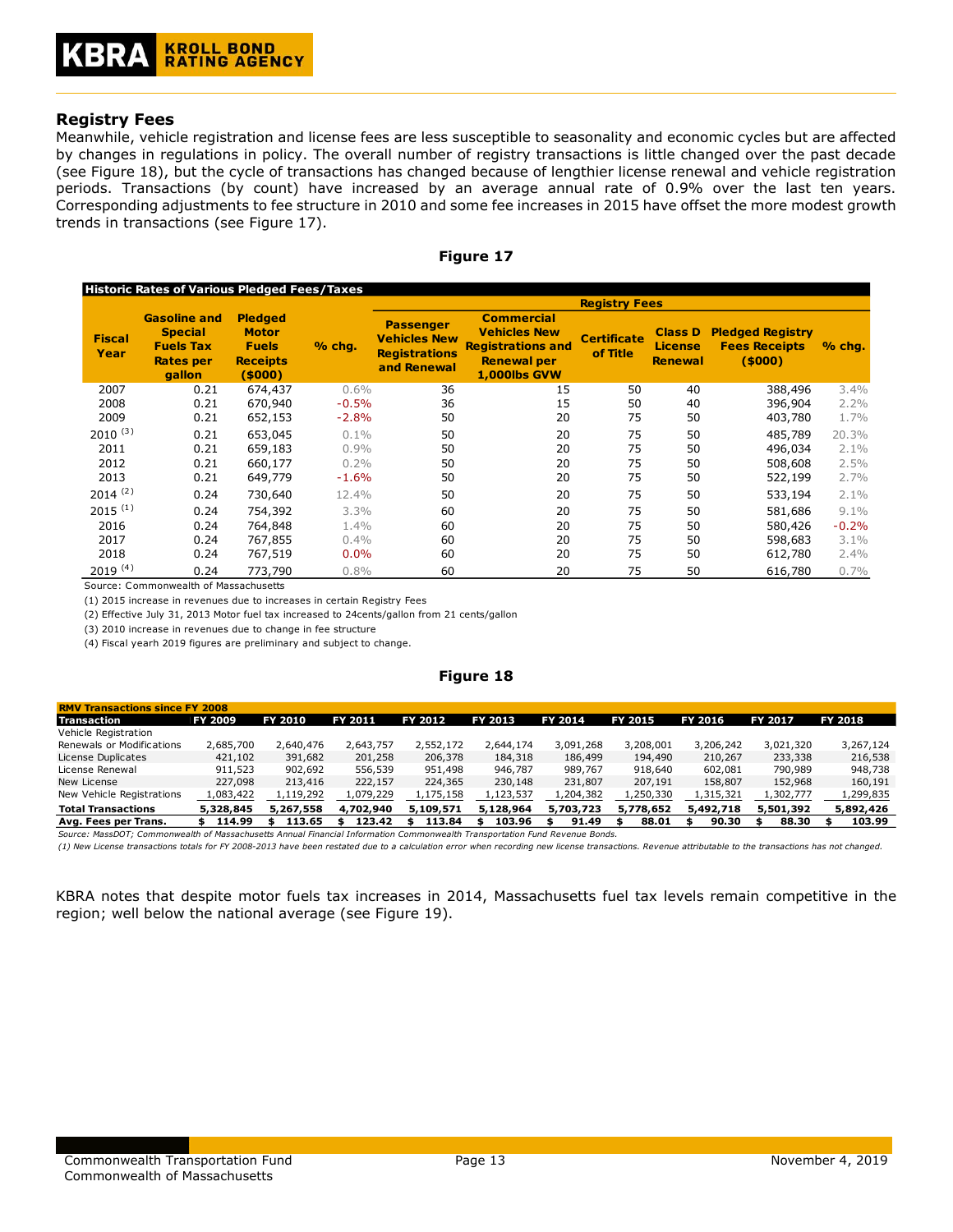## Registry Fees

Meanwhile, vehicle registration and license fees are less susceptible to seasonality and economic cycles but are affected by changes in regulations in policy. The overall number of registry transactions is little changed over the past decade (see Figure 18), but the cycle of transactions has changed because of lengthier license renewal and vehicle registration periods. Transactions (by count) have increased by an average annual rate of 0.9% over the last ten years. Corresponding adjustments to fee structure in 2010 and some fee increases in 2015 have offset the more modest growth trends in transactions (see Figure 17).

**Figure 17**

**Historic Rates of Various Pledged Fees/Taxes**

| Fiscal Year | Gasoline and Special Fuels Tax Rates per gallon | Pledged Motor Fuels Receipts ($000) | % chg. | Registry Fees | | | | | |
|---|---|---|---|---|---|---|---|---|---|
| | | | | Passenger Vehicles New Registrations and Renewal | Commercial Vehicles New Registrations and Renewal per 1,000lbs GVW | Certificate of Title | Class D License Renewal | Pledged Registry Fees Receipts ($000) | % chg. |
| 2007 | 0.21 | 674,437 | 0.6% | 36 | 15 | 50 | 40 | 388,496 | 3.4% |
| 2008 | 0.21 | 670,940 | -0.5% | 36 | 15 | 50 | 40 | 396,904 | 2.2% |
| 2009 | 0.21 | 652,153 | -2.8% | 50 | 20 | 75 | 50 | 403,780 | 1.7% |
| 2010 (3) | 0.21 | 653,045 | 0.1% | 50 | 20 | 75 | 50 | 485,789 | 20.3% |
| 2011 | 0.21 | 659,183 | 0.9% | 50 | 20 | 75 | 50 | 496,034 | 2.1% |
| 2012 | 0.21 | 660,177 | 0.2% | 50 | 20 | 75 | 50 | 508,608 | 2.5% |
| 2013 | 0.21 | 649,779 | -1.6% | 50 | 20 | 75 | 50 | 522,199 | 2.7% |
| 2014 (2) | 0.24 | 730,640 | 12.4% | 50 | 20 | 75 | 50 | 533,194 | 2.1% |
| 2015 (1) | 0.24 | 754,392 | 3.3% | 60 | 20 | 75 | 50 | 581,686 | 9.1% |
| 2016 | 0.24 | 764,848 | 1.4% | 60 | 20 | 75 | 50 | 580,426 | -0.2% |
| 2017 | 0.24 | 767,855 | 0.4% | 60 | 20 | 75 | 50 | 598,683 | 3.1% |
| 2018 | 0.24 | 767,519 | 0.0% | 60 | 20 | 75 | 50 | 612,780 | 2.4% |
| 2019 (4) | 0.24 | 773,790 | 0.8% | 60 | 20 | 75 | 50 | 616,780 | 0.7% |

Source: Commonwealth of Massachusetts

(1) 2015 increase in revenues due to increases in certain Registry Fees

(2) Effective July 31, 2013 Motor fuel tax increased to 24cents/gallon from 21 cents/gallon

(3) 2010 increase in revenues due to change in fee structure

(4) Fiscal yearh 2019 figures are preliminary and subject to change.

**Figure 18**

**RMV Transactions since FY 2008**

| Transaction | FY 2009 | FY 2010 | FY 2011 | FY 2012 | FY 2013 | FY 2014 | FY 2015 | FY 2016 | FY 2017 | FY 2018 |
|---|---|---|---|---|---|---|---|---|---|---|
| Vehicle Registration | | | | | | | | | | |
| Renewals or Modifications | 2,685,700 | 2,640,476 | 2,643,757 | 2,552,172 | 2,644,174 | 3,091,268 | 3,208,001 | 3,206,242 | 3,021,320 | 3,267,124 |
| License Duplicates | 421,102 | 391,682 | 201,258 | 206,378 | 184,318 | 186,499 | 194,490 | 210,267 | 233,338 | 216,538 |
| License Renewal | 911,523 | 902,692 | 556,539 | 951,498 | 946,787 | 989,767 | 918,640 | 602,081 | 790,989 | 948,738 |
| New License | 227,098 | 213,416 | 222,157 | 224,365 | 230,148 | 231,807 | 207,191 | 158,807 | 152,968 | 160,191 |
| New Vehicle Registrations | 1,083,422 | 1,119,292 | 1,079,229 | 1,175,158 | 1,123,537 | 1,204,382 | 1,250,330 | 1,315,321 | 1,302,777 | 1,299,835 |
| **Total Transactions** | **5,328,845** | **5,267,558** | **4,702,940** | **5,109,571** | **5,128,964** | **5,703,723** | **5,778,652** | **5,492,718** | **5,501,392** | **5,892,426** |
| **Avg. Fees per Trans.** | **$ 114.99** | **$ 113.65** | **$ 123.42** | **$ 113.84** | **$ 103.96** | **$ 91.49** | **$ 88.01** | **$ 90.30** | **$ 88.30** | **$ 103.99** |

*Source: MassDOT; Commonwealth of Massachusetts Annual Financial Information Commonwealth Transportation Fund Revenue Bonds.*

*(1) New License transactions totals for FY 2008-2013 have been restated due to a calculation error when recording new license transactions. Revenue attributable to the transactions has not changed.*

KBRA notes that despite motor fuels tax increases in 2014, Massachusetts fuel tax levels remain competitive in the region; well below the national average (see Figure 19).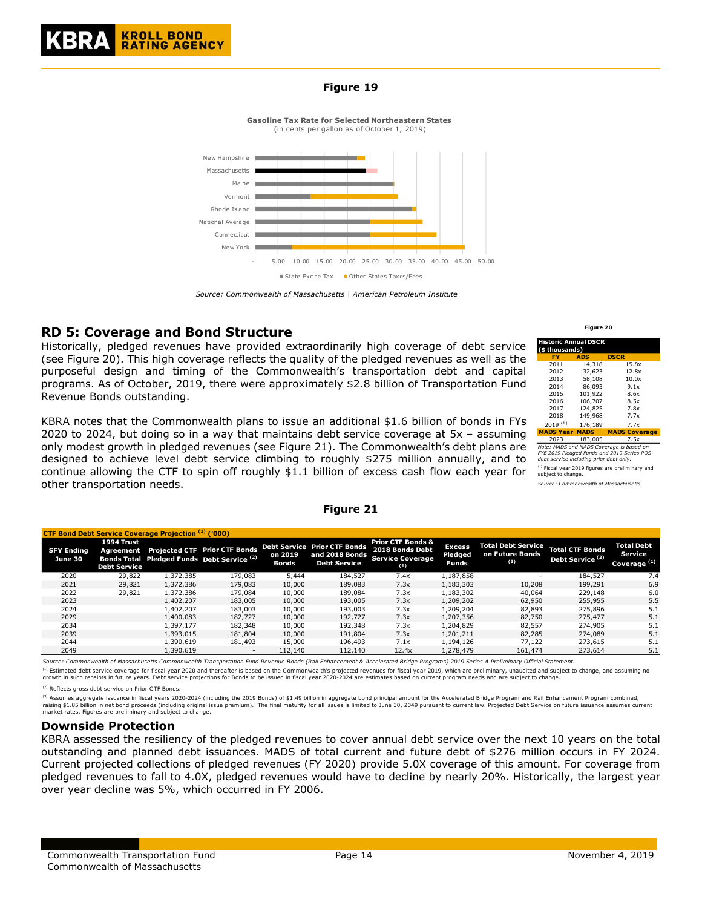**Figure 19**

**Gasoline Tax Rate for Selected Northeastern States**
(in cents per gallon as of October 1, 2019)

Source: Commonwealth of Massachusetts | American Petroleum Institute

## RD 5: Coverage and Bond Structure

Historically, pledged revenues have provided extraordinarily high coverage of debt service (see Figure 20). This high coverage reflects the quality of the pledged revenues as well as the purposeful design and timing of the Commonwealth's transportation debt and capital programs. As of October, 2019, there were approximately $2.8 billion of Transportation Fund Revenue Bonds outstanding.

KBRA notes that the Commonwealth plans to issue an additional $1.6 billion of bonds in FYs 2020 to 2024, but doing so in a way that maintains debt service coverage at 5x – assuming only modest growth in pledged revenues (see Figure 21). The Commonwealth's debt plans are designed to achieve level debt service climbing to roughly $275 million annually, and to continue allowing the CTF to spin off roughly $1.1 billion of excess cash flow each year for other transportation needs.

**Figure 20**

**Historic Annual DSCR ($ thousands)**

| FY | ADS | DSCR |
|---|---|---|
| 2011 | 14,318 | 15.8x |
| 2012 | 32,623 | 12.8x |
| 2013 | 58,108 | 10.0x |
| 2014 | 86,093 | 9.1x |
| 2015 | 101,922 | 8.6x |
| 2016 | 106,707 | 8.5x |
| 2017 | 124,825 | 7.8x |
| 2018 | 149,968 | 7.7x |
| 2019 [1] | 176,189 | 7.7x |
| **MADS Year** | **MADS** | **MADS Coverage** |
| 2023 | 183,005 | 7.5x |

*Note: MADS and MADS Coverage is based on FYE 2019 Pledged Funds and 2019 Series POS debt service including prior debt only.*

[1] Fiscal year 2019 figures are preliminary and subject to change.

*Source: Commonwealth of Massachusetts*

**Figure 21**

**CTF Bond Debt Service Coverage Projection [1] ('000)**

| SFY Ending June 30 | 1994 Trust Agreement Bonds Total Debt Service | Projected CTF Pledged Funds | Prior CTF Bonds Debt Service [2] | Debt Service on 2019 Bonds | Prior CTF Bonds and 2018 Bonds Debt Service | Prior CTF Bonds & 2018 Bonds Debt Service Coverage [1] | Excess Pledged Funds | Total Debt Service on Future Bonds [3] | Total CTF Bonds Debt Service [3] | Total Debt Service Coverage [1] |
|---|---|---|---|---|---|---|---|---|---|---|
| 2020 | 29,822 | 1,372,385 | 179,083 | 5,444 | 184,527 | 7.4x | 1,187,858 | - | 184,527 | 7.4 |
| 2021 | 29,821 | 1,372,386 | 179,083 | 10,000 | 189,083 | 7.3x | 1,183,303 | 10,208 | 199,291 | 6.9 |
| 2022 | 29,821 | 1,372,386 | 179,084 | 10,000 | 189,084 | 7.3x | 1,183,302 | 40,064 | 229,148 | 6.0 |
| 2023 | | 1,402,207 | 183,005 | 10,000 | 193,005 | 7.3x | 1,209,202 | 62,950 | 255,955 | 5.5 |
| 2024 | | 1,402,207 | 183,003 | 10,000 | 193,003 | 7.3x | 1,209,204 | 82,893 | 275,896 | 5.1 |
| 2029 | | 1,400,083 | 182,727 | 10,000 | 192,727 | 7.3x | 1,207,356 | 82,750 | 275,477 | 5.1 |
| 2034 | | 1,397,177 | 182,348 | 10,000 | 192,348 | 7.3x | 1,204,829 | 82,557 | 274,905 | 5.1 |
| 2039 | | 1,393,015 | 181,804 | 10,000 | 191,804 | 7.3x | 1,201,211 | 82,285 | 274,089 | 5.1 |
| 2044 | | 1,390,619 | 181,493 | 15,000 | 196,493 | 7.1x | 1,194,126 | 77,122 | 273,615 | 5.1 |
| 2049 | | 1,390,619 | - | 112,140 | 112,140 | 12.4x | 1,278,479 | 161,474 | 273,614 | 5.1 |

*Source: Commonwealth of Massachusetts Commonwealth Transportation Fund Revenue Bonds (Rail Enhancement & Accelerated Bridge Programs) 2019 Series A Preliminary Official Statement.*

[1] Estimated debt service coverage for fiscal year 2020 and thereafter is based on the Commonwealth's projected revenues for fiscal year 2019, which are preliminary, unaudited and subject to change, and assuming no growth in such receipts in future years. Debt service projections for Bonds to be issued in fiscal year 2020-2024 are estimates based on current program needs and are subject to change.

[2] Reflects gross debt service on Prior CTF Bonds.

[3] Assumes aggregate issuance in fiscal years 2020-2024 (including the 2019 Bonds) of $1.49 billion in aggregate bond principal amount for the Accelerated Bridge Program and Rail Enhancement Program combined, raising $1.85 billion in net bond proceeds (including original issue premium). The final maturity for all issues is limited to June 30, 2049 pursuant to current law. Projected Debt Service on future issuance assumes current market rates. Figures are preliminary and subject to change.

### Downside Protection

KBRA assessed the resiliency of the pledged revenues to cover annual debt service over the next 10 years on the total outstanding and planned debt issuances. MADS of total current and future debt of $276 million occurs in FY 2024. Current projected collections of pledged revenues (FY 2020) provide 5.0X coverage of this amount. For coverage from pledged revenues to fall to 4.0X, pledged revenues would have to decline by nearly 20%. Historically, the largest year over year decline was 5%, which occurred in FY 2006.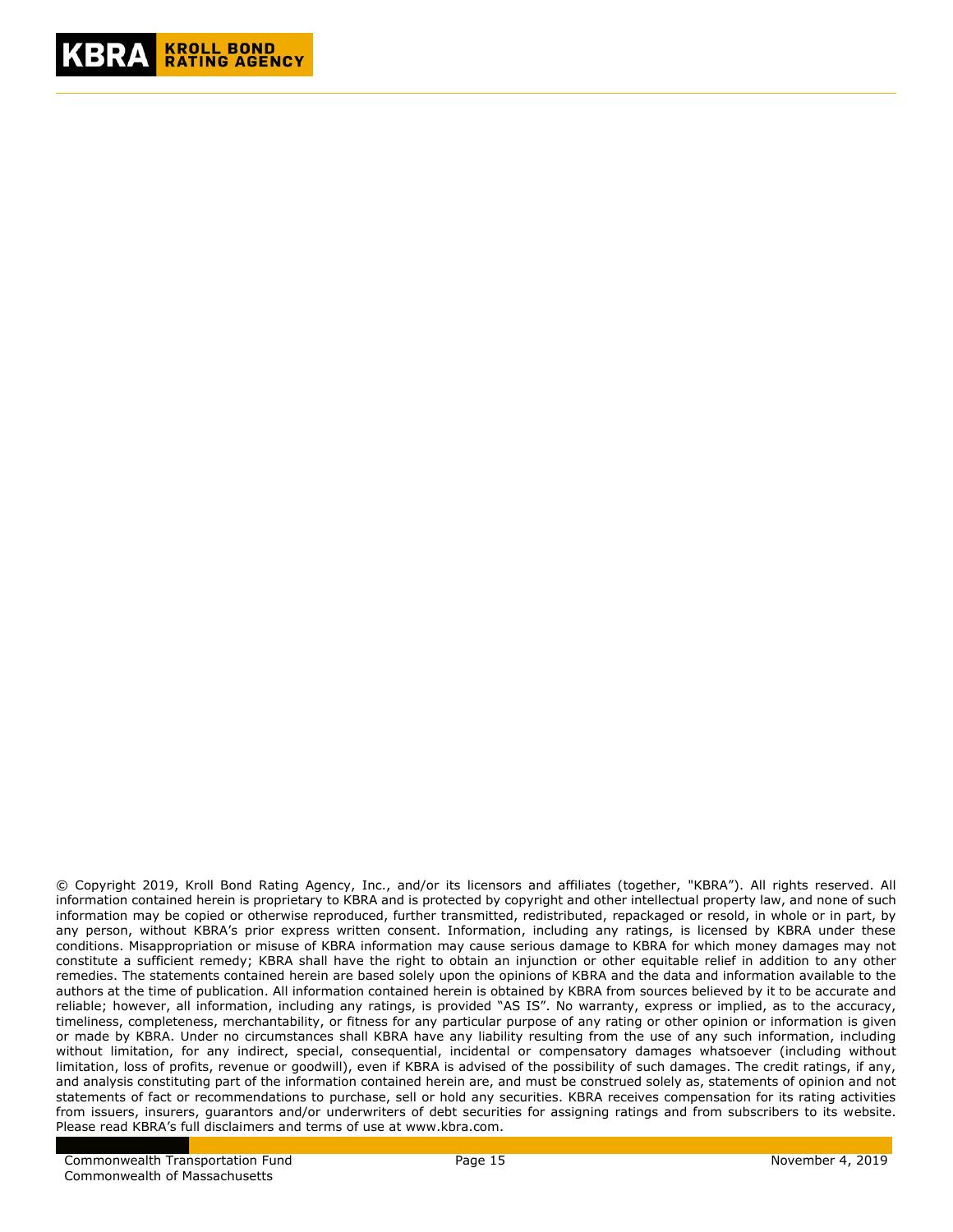© Copyright 2019, Kroll Bond Rating Agency, Inc., and/or its licensors and affiliates (together, "KBRA"). All rights reserved. All information contained herein is proprietary to KBRA and is protected by copyright and other intellectual property law, and none of such information may be copied or otherwise reproduced, further transmitted, redistributed, repackaged or resold, in whole or in part, by any person, without KBRA's prior express written consent. Information, including any ratings, is licensed by KBRA under these conditions. Misappropriation or misuse of KBRA information may cause serious damage to KBRA for which money damages may not constitute a sufficient remedy; KBRA shall have the right to obtain an injunction or other equitable relief in addition to any other remedies. The statements contained herein are based solely upon the opinions of KBRA and the data and information available to the authors at the time of publication. All information contained herein is obtained by KBRA from sources believed by it to be accurate and reliable; however, all information, including any ratings, is provided "AS IS". No warranty, express or implied, as to the accuracy, timeliness, completeness, merchantability, or fitness for any particular purpose of any rating or other opinion or information is given or made by KBRA. Under no circumstances shall KBRA have any liability resulting from the use of any such information, including without limitation, for any indirect, special, consequential, incidental or compensatory damages whatsoever (including without limitation, loss of profits, revenue or goodwill), even if KBRA is advised of the possibility of such damages. The credit ratings, if any, and analysis constituting part of the information contained herein are, and must be construed solely as, statements of opinion and not statements of fact or recommendations to purchase, sell or hold any securities. KBRA receives compensation for its rating activities from issuers, insurers, guarantors and/or underwriters of debt securities for assigning ratings and from subscribers to its website. Please read KBRA's full disclaimers and terms of use at www.kbra.com.